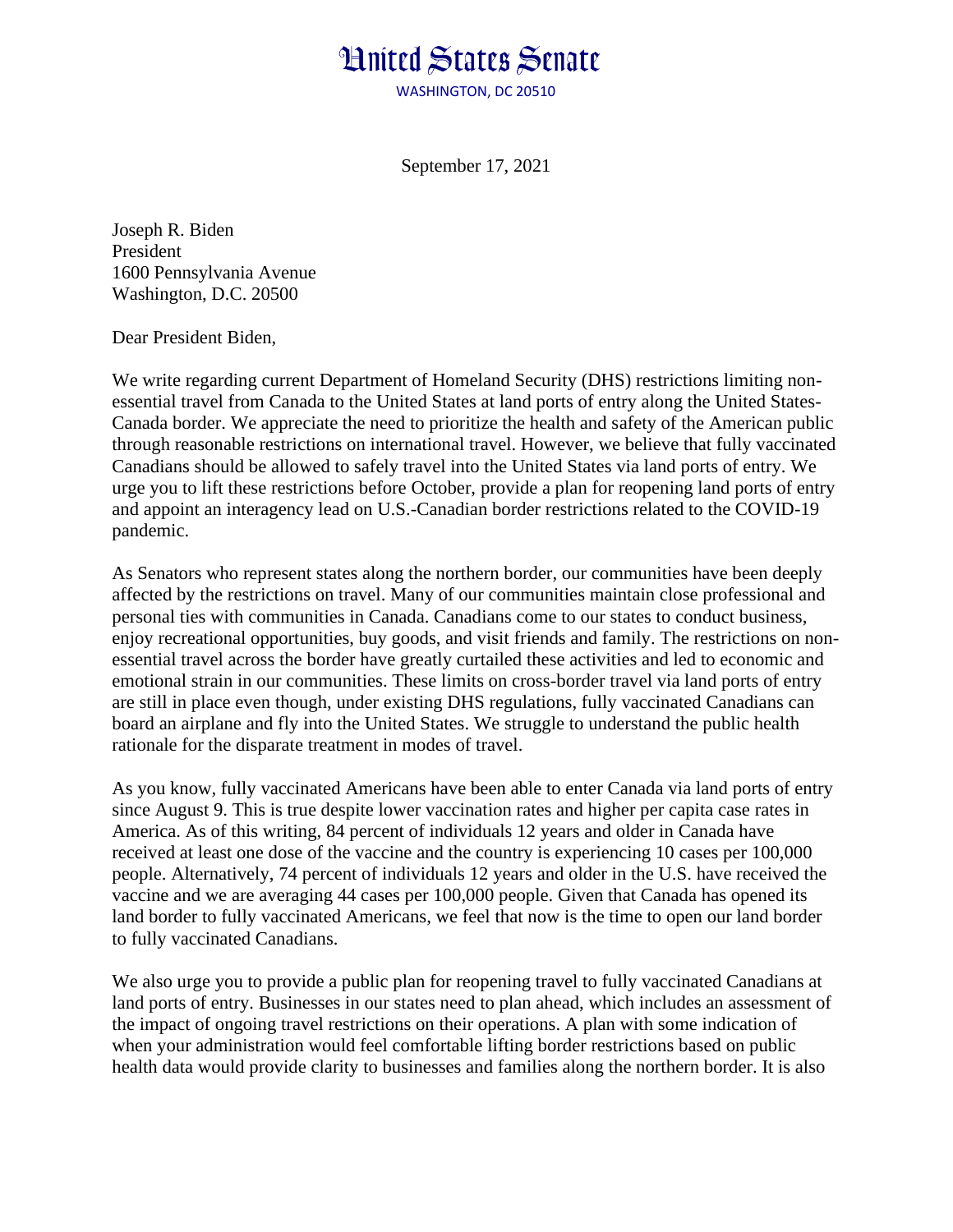# United States Senate

WASHINGTON, DC 20510

September 17, 2021

Joseph R. Biden
President
1600 Pennsylvania Avenue
Washington, D.C. 20500

Dear President Biden,

We write regarding current Department of Homeland Security (DHS) restrictions limiting non-essential travel from Canada to the United States at land ports of entry along the United States-Canada border. We appreciate the need to prioritize the health and safety of the American public through reasonable restrictions on international travel. However, we believe that fully vaccinated Canadians should be allowed to safely travel into the United States via land ports of entry. We urge you to lift these restrictions before October, provide a plan for reopening land ports of entry and appoint an interagency lead on U.S.-Canadian border restrictions related to the COVID-19 pandemic.

As Senators who represent states along the northern border, our communities have been deeply affected by the restrictions on travel. Many of our communities maintain close professional and personal ties with communities in Canada. Canadians come to our states to conduct business, enjoy recreational opportunities, buy goods, and visit friends and family. The restrictions on non-essential travel across the border have greatly curtailed these activities and led to economic and emotional strain in our communities. These limits on cross-border travel via land ports of entry are still in place even though, under existing DHS regulations, fully vaccinated Canadians can board an airplane and fly into the United States. We struggle to understand the public health rationale for the disparate treatment in modes of travel.

As you know, fully vaccinated Americans have been able to enter Canada via land ports of entry since August 9. This is true despite lower vaccination rates and higher per capita case rates in America. As of this writing, 84 percent of individuals 12 years and older in Canada have received at least one dose of the vaccine and the country is experiencing 10 cases per 100,000 people. Alternatively, 74 percent of individuals 12 years and older in the U.S. have received the vaccine and we are averaging 44 cases per 100,000 people. Given that Canada has opened its land border to fully vaccinated Americans, we feel that now is the time to open our land border to fully vaccinated Canadians.

We also urge you to provide a public plan for reopening travel to fully vaccinated Canadians at land ports of entry. Businesses in our states need to plan ahead, which includes an assessment of the impact of ongoing travel restrictions on their operations. A plan with some indication of when your administration would feel comfortable lifting border restrictions based on public health data would provide clarity to businesses and families along the northern border. It is also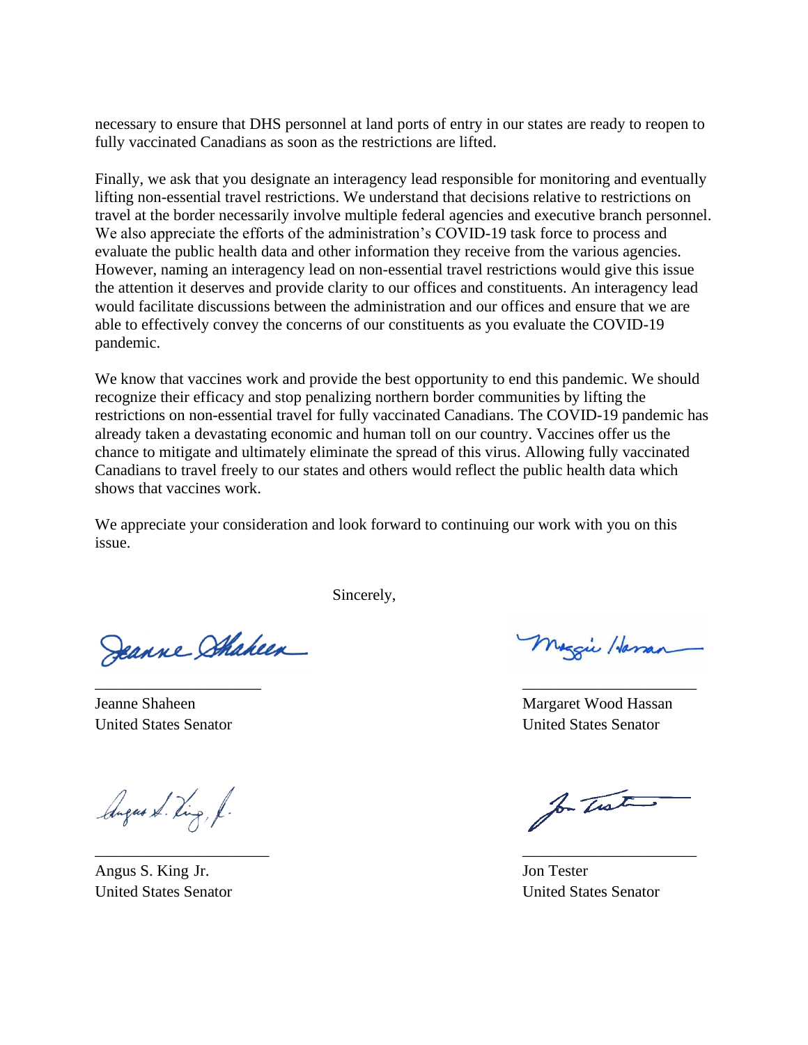necessary to ensure that DHS personnel at land ports of entry in our states are ready to reopen to fully vaccinated Canadians as soon as the restrictions are lifted.

Finally, we ask that you designate an interagency lead responsible for monitoring and eventually lifting non-essential travel restrictions. We understand that decisions relative to restrictions on travel at the border necessarily involve multiple federal agencies and executive branch personnel. We also appreciate the efforts of the administration's COVID-19 task force to process and evaluate the public health data and other information they receive from the various agencies. However, naming an interagency lead on non-essential travel restrictions would give this issue the attention it deserves and provide clarity to our offices and constituents. An interagency lead would facilitate discussions between the administration and our offices and ensure that we are able to effectively convey the concerns of our constituents as you evaluate the COVID-19 pandemic.

We know that vaccines work and provide the best opportunity to end this pandemic. We should recognize their efficacy and stop penalizing northern border communities by lifting the restrictions on non-essential travel for fully vaccinated Canadians. The COVID-19 pandemic has already taken a devastating economic and human toll on our country. Vaccines offer us the chance to mitigate and ultimately eliminate the spread of this virus. Allowing fully vaccinated Canadians to travel freely to our states and others would reflect the public health data which shows that vaccines work.

We appreciate your consideration and look forward to continuing our work with you on this issue.

Sincerely,

Jeanne Shaheen
United States Senator

Margaret Wood Hassan
United States Senator

Angus S. King Jr.
United States Senator

Jon Tester
United States Senator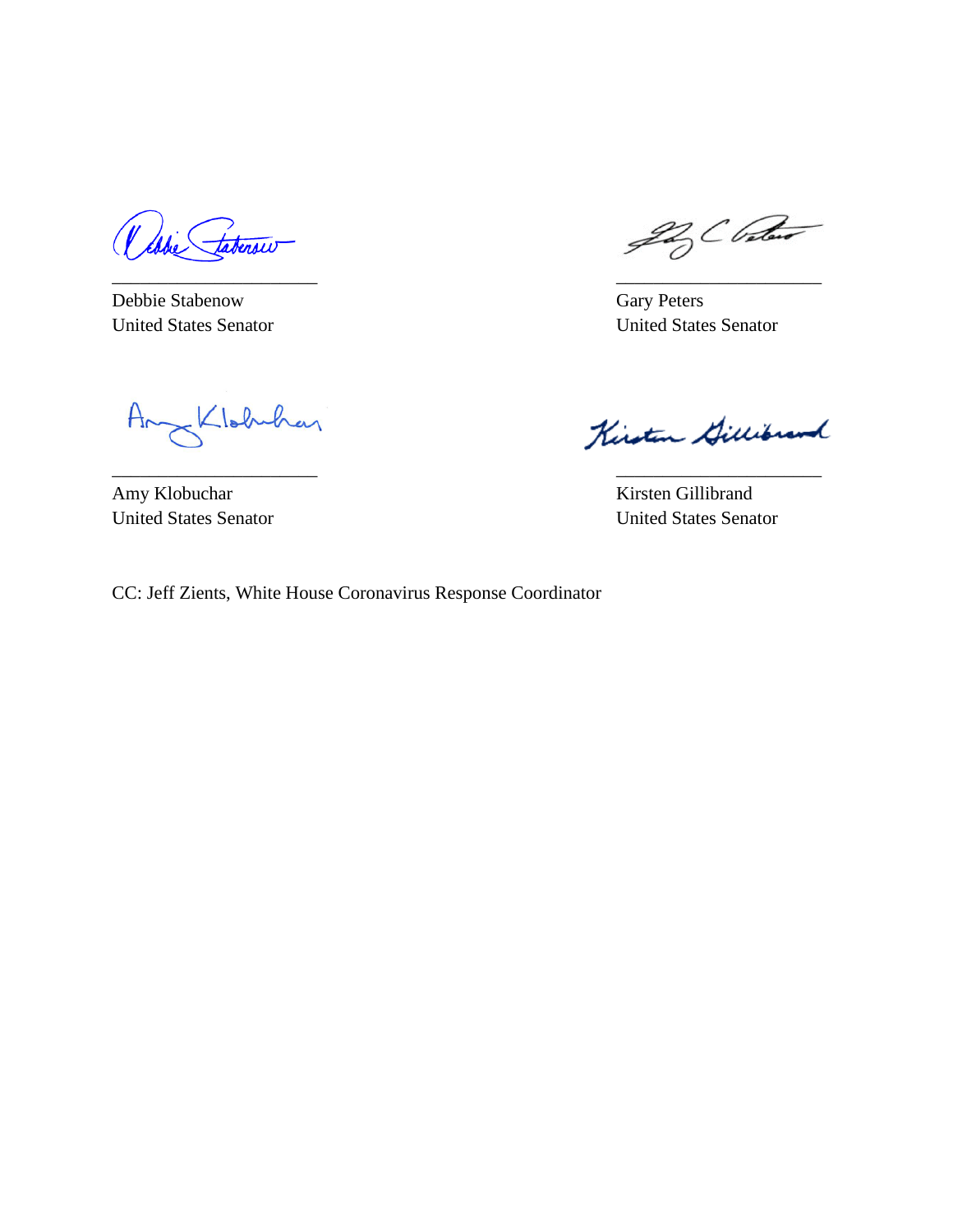\_\_\_\_\_\_\_\_\_\_\_\_\_\_\_\_\_\_\_\_\_\_
Debbie Stabenow
United States Senator

\_\_\_\_\_\_\_\_\_\_\_\_\_\_\_\_\_\_\_\_\_\_
Gary Peters
United States Senator

\_\_\_\_\_\_\_\_\_\_\_\_\_\_\_\_\_\_\_\_\_\_
Amy Klobuchar
United States Senator

\_\_\_\_\_\_\_\_\_\_\_\_\_\_\_\_\_\_\_\_\_\_
Kirsten Gillibrand
United States Senator

CC: Jeff Zients, White House Coronavirus Response Coordinator